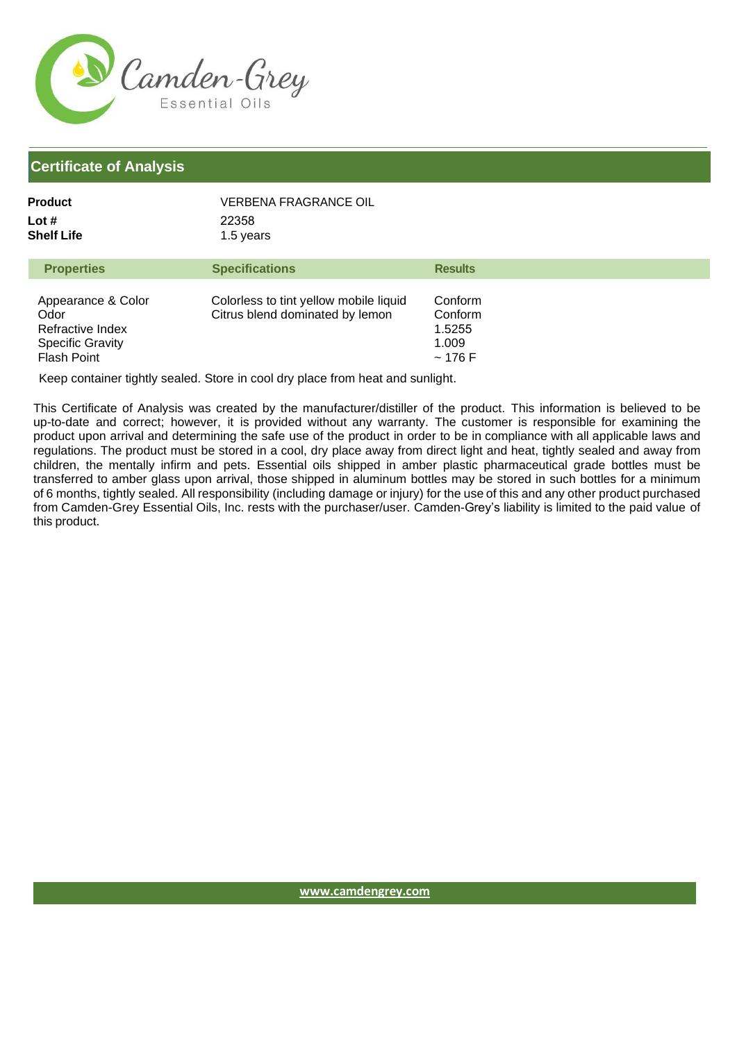Camden-Grey
Essential Oils

## Certificate of Analysis

**Product** VERBENA FRAGRANCE OIL
**Lot #** 22358
**Shelf Life** 1.5 years

| Properties | Specifications | Results |
|---|---|---|
| Appearance & Color | Colorless to tint yellow mobile liquid | Conform |
| Odor | Citrus blend dominated by lemon | Conform |
| Refractive Index | | 1.5255 |
| Specific Gravity | | 1.009 |
| Flash Point | | ~ 176 F |

Keep container tightly sealed. Store in cool dry place from heat and sunlight.

This Certificate of Analysis was created by the manufacturer/distiller of the product. This information is believed to be up-to-date and correct; however, it is provided without any warranty. The customer is responsible for examining the product upon arrival and determining the safe use of the product in order to be in compliance with all applicable laws and regulations. The product must be stored in a cool, dry place away from direct light and heat, tightly sealed and away from children, the mentally infirm and pets. Essential oils shipped in amber plastic pharmaceutical grade bottles must be transferred to amber glass upon arrival, those shipped in aluminum bottles may be stored in such bottles for a minimum of 6 months, tightly sealed. All responsibility (including damage or injury) for the use of this and any other product purchased from Camden-Grey Essential Oils, Inc. rests with the purchaser/user. Camden-Grey's liability is limited to the paid value of this product.

www.camdengrey.com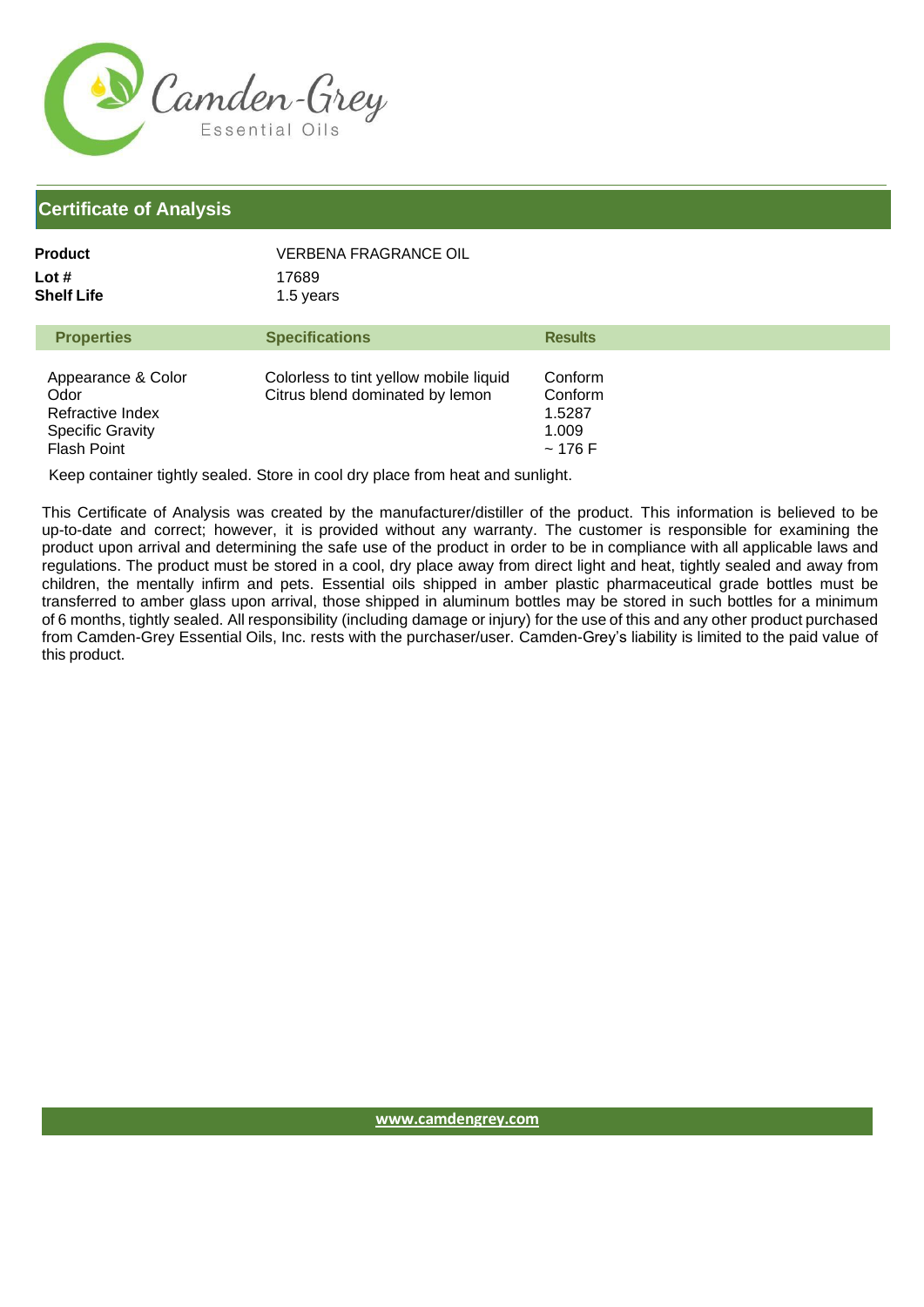Camden-Grey
Essential Oils

## Certificate of Analysis

| | |
|---|---|
| **Product** | VERBENA FRAGRANCE OIL |
| **Lot #** | 17689 |
| **Shelf Life** | 1.5 years |

| Properties | Specifications | Results |
|---|---|---|
| Appearance & Color | Colorless to tint yellow mobile liquid | Conform |
| Odor | Citrus blend dominated by lemon | Conform |
| Refractive Index | | 1.5287 |
| Specific Gravity | | 1.009 |
| Flash Point | | ~ 176 F |

Keep container tightly sealed. Store in cool dry place from heat and sunlight.

This Certificate of Analysis was created by the manufacturer/distiller of the product. This information is believed to be up-to-date and correct; however, it is provided without any warranty. The customer is responsible for examining the product upon arrival and determining the safe use of the product in order to be in compliance with all applicable laws and regulations. The product must be stored in a cool, dry place away from direct light and heat, tightly sealed and away from children, the mentally infirm and pets. Essential oils shipped in amber plastic pharmaceutical grade bottles must be transferred to amber glass upon arrival, those shipped in aluminum bottles may be stored in such bottles for a minimum of 6 months, tightly sealed. All responsibility (including damage or injury) for the use of this and any other product purchased from Camden-Grey Essential Oils, Inc. rests with the purchaser/user. Camden-Grey's liability is limited to the paid value of this product.

www.camdengrey.com